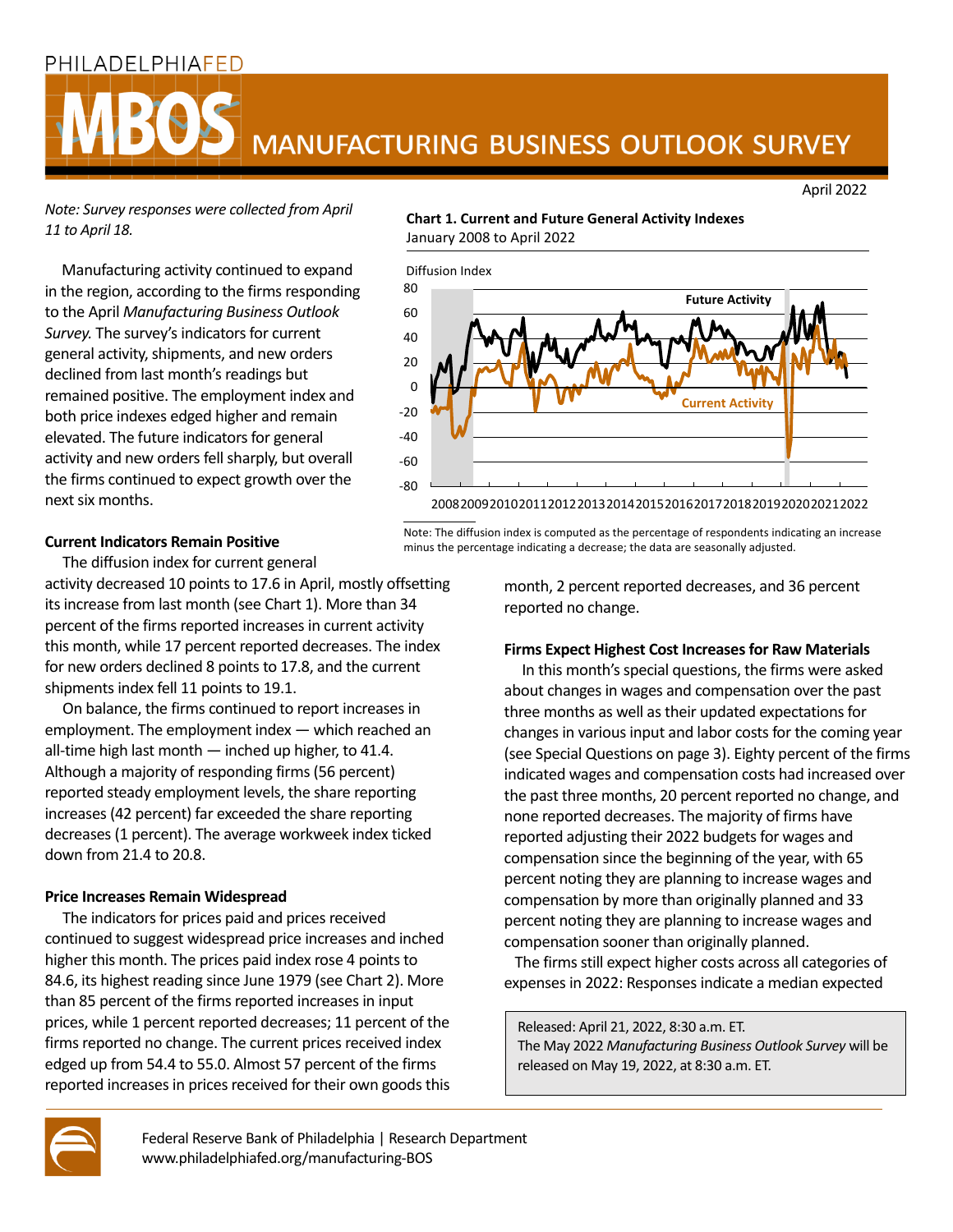PHILADELPHIAFED

# MBOS MANUFACTURING BUSINESS OUTLOOK SURVEY

April 2022

*Note: Survey responses were collected from April 11 to April 18.*

Manufacturing activity continued to expand in the region, according to the firms responding to the April *Manufacturing Business Outlook Survey.* The survey's indicators for current general activity, shipments, and new orders declined from last month's readings but remained positive. The employment index and both price indexes edged higher and remain elevated. The future indicators for general activity and new orders fell sharply, but overall the firms continued to expect growth over the next six months.

**Chart 1. Current and Future General Activity Indexes**
January 2008 to April 2022

Note: The diffusion index is computed as the percentage of respondents indicating an increase minus the percentage indicating a decrease; the data are seasonally adjusted.

### Current Indicators Remain Positive

The diffusion index for current general activity decreased 10 points to 17.6 in April, mostly offsetting its increase from last month (see Chart 1). More than 34 percent of the firms reported increases in current activity this month, while 17 percent reported decreases. The index for new orders declined 8 points to 17.8, and the current shipments index fell 11 points to 19.1.

On balance, the firms continued to report increases in employment. The employment index — which reached an all-time high last month — inched up higher, to 41.4. Although a majority of responding firms (56 percent) reported steady employment levels, the share reporting increases (42 percent) far exceeded the share reporting decreases (1 percent). The average workweek index ticked down from 21.4 to 20.8.

### Price Increases Remain Widespread

The indicators for prices paid and prices received continued to suggest widespread price increases and inched higher this month. The prices paid index rose 4 points to 84.6, its highest reading since June 1979 (see Chart 2). More than 85 percent of the firms reported increases in input prices, while 1 percent reported decreases; 11 percent of the firms reported no change. The current prices received index edged up from 54.4 to 55.0. Almost 57 percent of the firms reported increases in prices received for their own goods this month, 2 percent reported decreases, and 36 percent reported no change.

### Firms Expect Highest Cost Increases for Raw Materials

In this month's special questions, the firms were asked about changes in wages and compensation over the past three months as well as their updated expectations for changes in various input and labor costs for the coming year (see Special Questions on page 3). Eighty percent of the firms indicated wages and compensation costs had increased over the past three months, 20 percent reported no change, and none reported decreases. The majority of firms have reported adjusting their 2022 budgets for wages and compensation since the beginning of the year, with 65 percent noting they are planning to increase wages and compensation by more than originally planned and 33 percent noting they are planning to increase wages and compensation sooner than originally planned.

The firms still expect higher costs across all categories of expenses in 2022: Responses indicate a median expected

Released: April 21, 2022, 8:30 a.m. ET.
The May 2022 *Manufacturing Business Outlook Survey* will be released on May 19, 2022, at 8:30 a.m. ET.

Federal Reserve Bank of Philadelphia | Research Department
www.philadelphiafed.org/manufacturing-BOS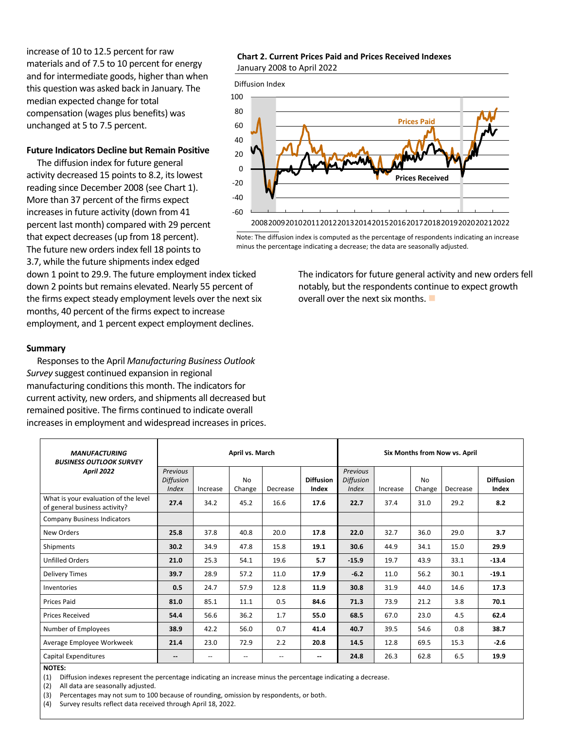increase of 10 to 12.5 percent for raw materials and of 7.5 to 10 percent for energy and for intermediate goods, higher than when this question was asked back in January. The median expected change for total compensation (wages plus benefits) was unchanged at 5 to 7.5 percent.

### Future Indicators Decline but Remain Positive

The diffusion index for future general activity decreased 15 points to 8.2, its lowest reading since December 2008 (see Chart 1). More than 37 percent of the firms expect increases in future activity (down from 41 percent last month) compared with 29 percent that expect decreases (up from 18 percent). The future new orders index fell 18 points to 3.7, while the future shipments index edged down 1 point to 29.9. The future employment index ticked down 2 points but remains elevated. Nearly 55 percent of the firms expect steady employment levels over the next six months, 40 percent of the firms expect to increase employment, and 1 percent expect employment declines.

### Summary

Responses to the April *Manufacturing Business Outlook Survey* suggest continued expansion in regional manufacturing conditions this month. The indicators for current activity, new orders, and shipments all decreased but remained positive. The firms continued to indicate overall increases in employment and widespread increases in prices. The indicators for future general activity and new orders fell notably, but the respondents continue to expect growth overall over the next six months.

**Chart 2. Current Prices Paid and Prices Received Indexes**
January 2008 to April 2022

Note: The diffusion index is computed as the percentage of respondents indicating an increase minus the percentage indicating a decrease; the data are seasonally adjusted.

| *MANUFACTURING BUSINESS OUTLOOK SURVEY April 2022* | April vs. March | | | | | Six Months from Now vs. April | | | | |
|---|---|---|---|---|---|---|---|---|---|---|
| | *Previous Diffusion Index* | Increase | No Change | Decrease | **Diffusion Index** | *Previous Diffusion Index* | Increase | No Change | Decrease | **Diffusion Index** |
| What is your evaluation of the level of general business activity? | **27.4** | 34.2 | 45.2 | 16.6 | **17.6** | **22.7** | 37.4 | 31.0 | 29.2 | **8.2** |
| Company Business Indicators | | | | | | | | | | |
| New Orders | **25.8** | 37.8 | 40.8 | 20.0 | **17.8** | **22.0** | 32.7 | 36.0 | 29.0 | **3.7** |
| Shipments | **30.2** | 34.9 | 47.8 | 15.8 | **19.1** | **30.6** | 44.9 | 34.1 | 15.0 | **29.9** |
| Unfilled Orders | **21.0** | 25.3 | 54.1 | 19.6 | **5.7** | **-15.9** | 19.7 | 43.9 | 33.1 | **-13.4** |
| Delivery Times | **39.7** | 28.9 | 57.2 | 11.0 | **17.9** | **-6.2** | 11.0 | 56.2 | 30.1 | **-19.1** |
| Inventories | **0.5** | 24.7 | 57.9 | 12.8 | **11.9** | **30.8** | 31.9 | 44.0 | 14.6 | **17.3** |
| Prices Paid | **81.0** | 85.1 | 11.1 | 0.5 | **84.6** | **71.3** | 73.9 | 21.2 | 3.8 | **70.1** |
| Prices Received | **54.4** | 56.6 | 36.2 | 1.7 | **55.0** | **68.5** | 67.0 | 23.0 | 4.5 | **62.4** |
| Number of Employees | **38.9** | 42.2 | 56.0 | 0.7 | **41.4** | **40.7** | 39.5 | 54.6 | 0.8 | **38.7** |
| Average Employee Workweek | **21.4** | 23.0 | 72.9 | 2.2 | **20.8** | **14.5** | 12.8 | 69.5 | 15.3 | **-2.6** |
| Capital Expenditures | **--** | -- | -- | -- | **--** | **24.8** | 26.3 | 62.8 | 6.5 | **19.9** |

**NOTES:**

(1) Diffusion indexes represent the percentage indicating an increase minus the percentage indicating a decrease.
(2) All data are seasonally adjusted.
(3) Percentages may not sum to 100 because of rounding, omission by respondents, or both.
(4) Survey results reflect data received through April 18, 2022.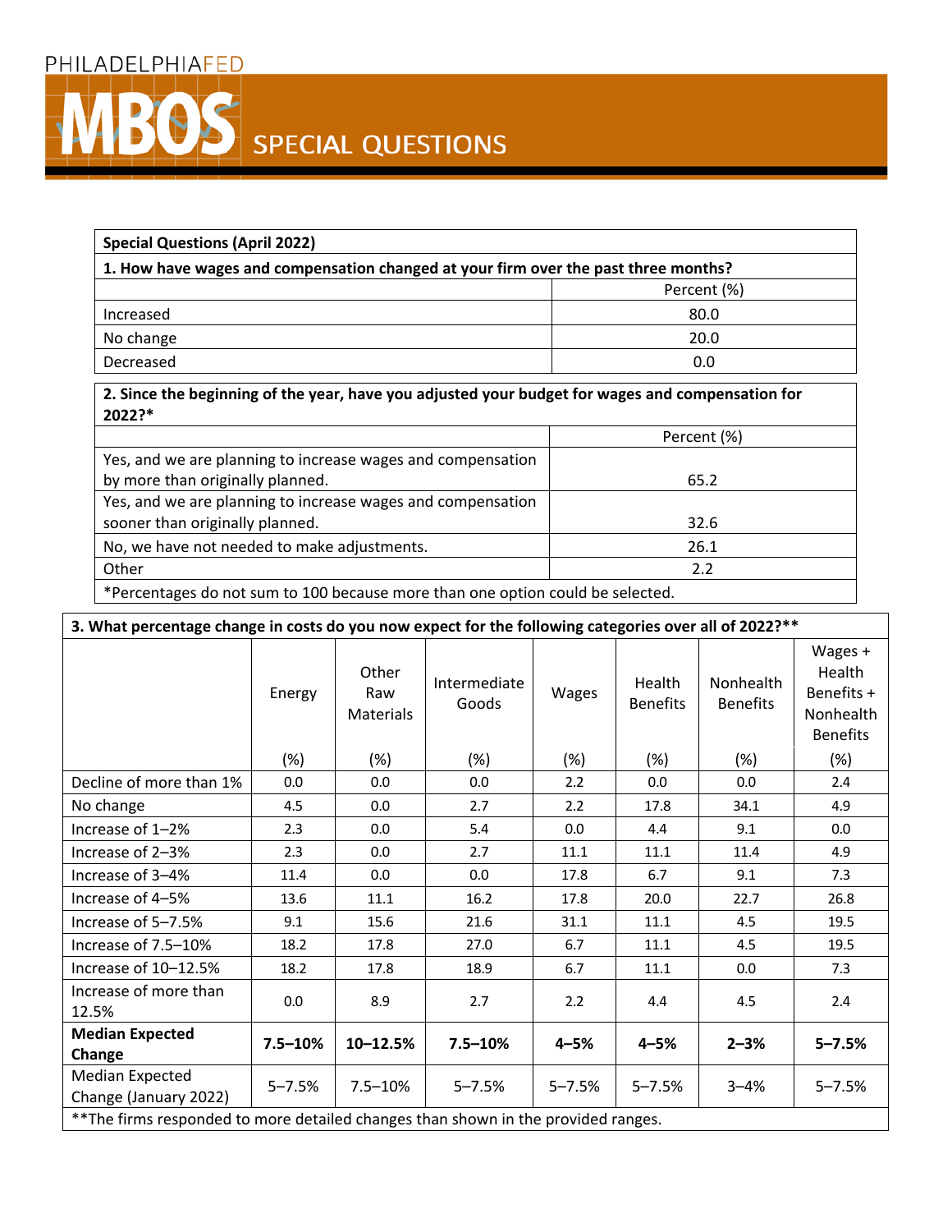PHILADELPHIAFED

MBOS SPECIAL QUESTIONS

**Special Questions (April 2022)**

**1. How have wages and compensation changed at your firm over the past three months?**

| | Percent (%) |
|---|---|
| Increased | 80.0 |
| No change | 20.0 |
| Decreased | 0.0 |

**2. Since the beginning of the year, have you adjusted your budget for wages and compensation for 2022?***

| | Percent (%) |
|---|---|
| Yes, and we are planning to increase wages and compensation by more than originally planned. | 65.2 |
| Yes, and we are planning to increase wages and compensation sooner than originally planned. | 32.6 |
| No, we have not needed to make adjustments. | 26.1 |
| Other | 2.2 |

*Percentages do not sum to 100 because more than one option could be selected.

**3. What percentage change in costs do you now expect for the following categories over all of 2022?****

| | Energy (%) | Other Raw Materials (%) | Intermediate Goods (%) | Wages (%) | Health Benefits (%) | Nonhealth Benefits (%) | Wages + Health Benefits + Nonhealth Benefits (%) |
|---|---|---|---|---|---|---|---|
| Decline of more than 1% | 0.0 | 0.0 | 0.0 | 2.2 | 0.0 | 0.0 | 2.4 |
| No change | 4.5 | 0.0 | 2.7 | 2.2 | 17.8 | 34.1 | 4.9 |
| Increase of 1–2% | 2.3 | 0.0 | 5.4 | 0.0 | 4.4 | 9.1 | 0.0 |
| Increase of 2–3% | 2.3 | 0.0 | 2.7 | 11.1 | 11.1 | 11.4 | 4.9 |
| Increase of 3–4% | 11.4 | 0.0 | 0.0 | 17.8 | 6.7 | 9.1 | 7.3 |
| Increase of 4–5% | 13.6 | 11.1 | 16.2 | 17.8 | 20.0 | 22.7 | 26.8 |
| Increase of 5–7.5% | 9.1 | 15.6 | 21.6 | 31.1 | 11.1 | 4.5 | 19.5 |
| Increase of 7.5–10% | 18.2 | 17.8 | 27.0 | 6.7 | 11.1 | 4.5 | 19.5 |
| Increase of 10–12.5% | 18.2 | 17.8 | 18.9 | 6.7 | 11.1 | 0.0 | 7.3 |
| Increase of more than 12.5% | 0.0 | 8.9 | 2.7 | 2.2 | 4.4 | 4.5 | 2.4 |
| **Median Expected Change** | **7.5–10%** | **10–12.5%** | **7.5–10%** | **4–5%** | **4–5%** | **2–3%** | **5–7.5%** |
| Median Expected Change (January 2022) | 5–7.5% | 7.5–10% | 5–7.5% | 5–7.5% | 5–7.5% | 3–4% | 5–7.5% |

**The firms responded to more detailed changes than shown in the provided ranges.